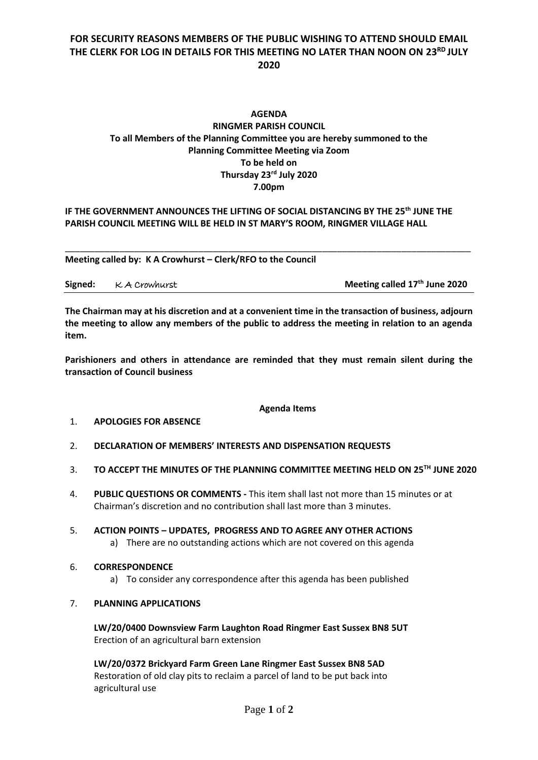**FOR SECURITY REASONS MEMBERS OF THE PUBLIC WISHING TO ATTEND SHOULD EMAIL THE CLERK FOR LOG IN DETAILS FOR THIS MEETING NO LATER THAN NOON ON 23RD JULY 2020**

**AGENDA**
**RINGMER PARISH COUNCIL**
**To all Members of the Planning Committee you are hereby summoned to the Planning Committee Meeting via Zoom**
**To be held on**
**Thursday 23rd July 2020**
**7.00pm**

**IF THE GOVERNMENT ANNOUNCES THE LIFTING OF SOCIAL DISTANCING BY THE 25th JUNE THE PARISH COUNCIL MEETING WILL BE HELD IN ST MARY'S ROOM, RINGMER VILLAGE HALL**

---

**Meeting called by: K A Crowhurst – Clerk/RFO to the Council**

**Signed:** K A Crowhurst **Meeting called 17th June 2020**

**The Chairman may at his discretion and at a convenient time in the transaction of business, adjourn the meeting to allow any members of the public to address the meeting in relation to an agenda item.**

**Parishioners and others in attendance are reminded that they must remain silent during the transaction of Council business**

**Agenda Items**

1. **APOLOGIES FOR ABSENCE**
2. **DECLARATION OF MEMBERS' INTERESTS AND DISPENSATION REQUESTS**
3. **TO ACCEPT THE MINUTES OF THE PLANNING COMMITTEE MEETING HELD ON 25TH JUNE 2020**
4. **PUBLIC QUESTIONS OR COMMENTS -** This item shall last not more than 15 minutes or at Chairman's discretion and no contribution shall last more than 3 minutes.
5. **ACTION POINTS – UPDATES, PROGRESS AND TO AGREE ANY OTHER ACTIONS**
   a) There are no outstanding actions which are not covered on this agenda
6. **CORRESPONDENCE**
   a) To consider any correspondence after this agenda has been published
7. **PLANNING APPLICATIONS**

   **LW/20/0400 Downsview Farm Laughton Road Ringmer East Sussex BN8 5UT**
   Erection of an agricultural barn extension

   **LW/20/0372 Brickyard Farm Green Lane Ringmer East Sussex BN8 5AD**
   Restoration of old clay pits to reclaim a parcel of land to be put back into agricultural use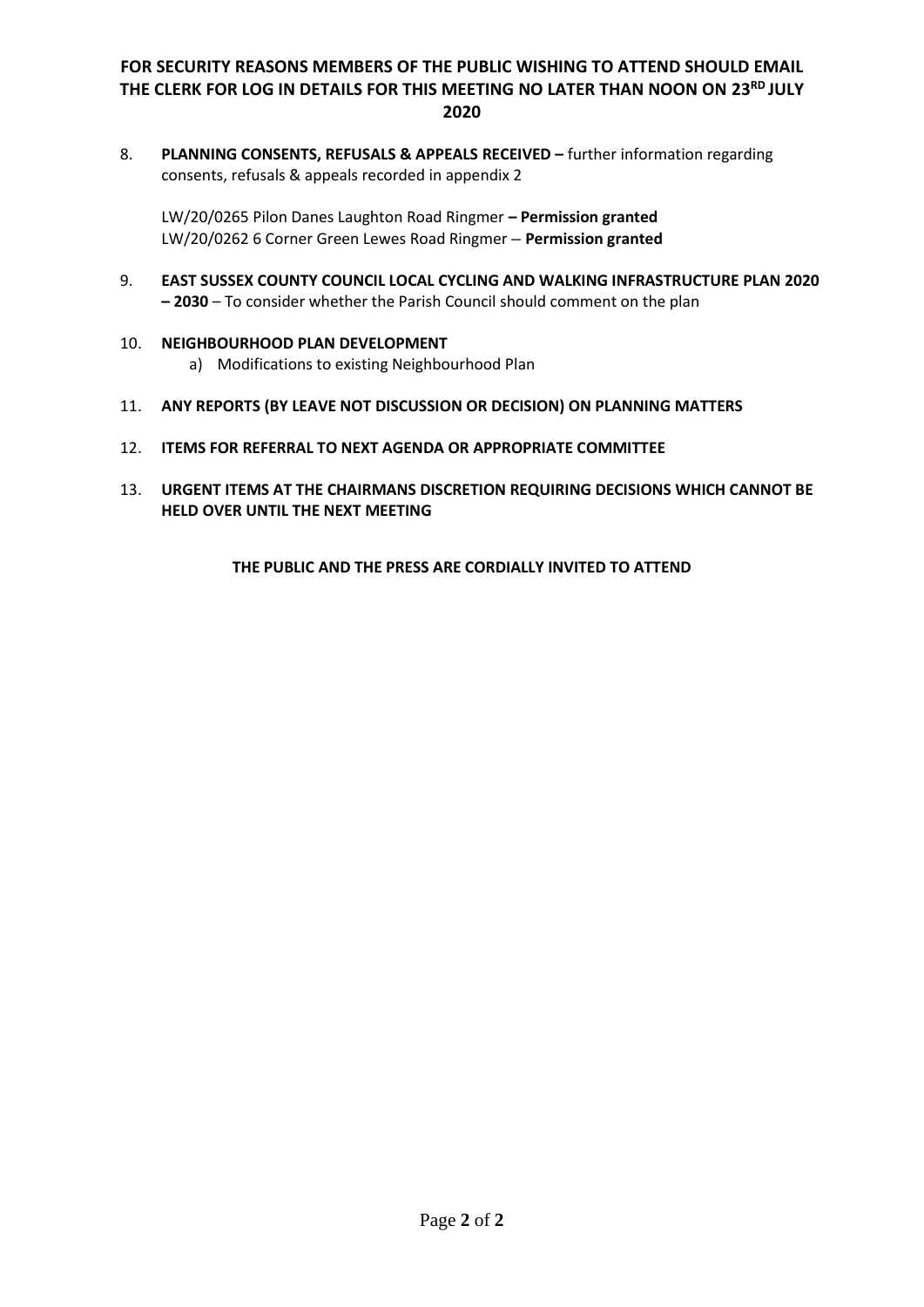**FOR SECURITY REASONS MEMBERS OF THE PUBLIC WISHING TO ATTEND SHOULD EMAIL THE CLERK FOR LOG IN DETAILS FOR THIS MEETING NO LATER THAN NOON ON 23RD JULY 2020**

8. **PLANNING CONSENTS, REFUSALS & APPEALS RECEIVED –** further information regarding consents, refusals & appeals recorded in appendix 2

   LW/20/0265 Pilon Danes Laughton Road Ringmer **– Permission granted**
   LW/20/0262 6 Corner Green Lewes Road Ringmer – **Permission granted**

9. **EAST SUSSEX COUNTY COUNCIL LOCAL CYCLING AND WALKING INFRASTRUCTURE PLAN 2020 – 2030** – To consider whether the Parish Council should comment on the plan

10. **NEIGHBOURHOOD PLAN DEVELOPMENT**
    a) Modifications to existing Neighbourhood Plan

11. **ANY REPORTS (BY LEAVE NOT DISCUSSION OR DECISION) ON PLANNING MATTERS**

12. **ITEMS FOR REFERRAL TO NEXT AGENDA OR APPROPRIATE COMMITTEE**

13. **URGENT ITEMS AT THE CHAIRMANS DISCRETION REQUIRING DECISIONS WHICH CANNOT BE HELD OVER UNTIL THE NEXT MEETING**

**THE PUBLIC AND THE PRESS ARE CORDIALLY INVITED TO ATTEND**